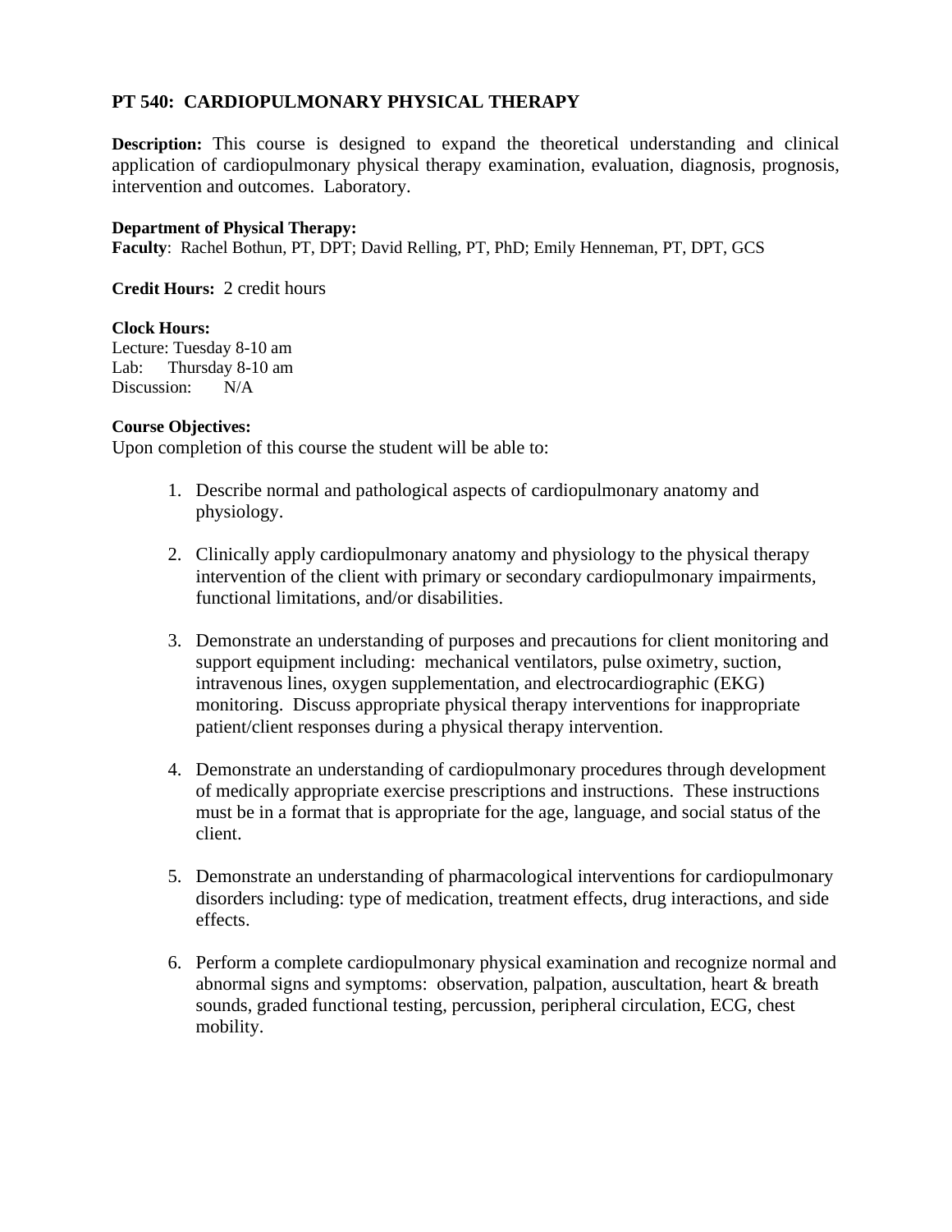# PT 540: CARDIOPULMONARY PHYSICAL THERAPY

**Description:** This course is designed to expand the theoretical understanding and clinical application of cardiopulmonary physical therapy examination, evaluation, diagnosis, prognosis, intervention and outcomes. Laboratory.

**Department of Physical Therapy:**
**Faculty**: Rachel Bothun, PT, DPT; David Relling, PT, PhD; Emily Henneman, PT, DPT, GCS

**Credit Hours:** 2 credit hours

**Clock Hours:**
Lecture: Tuesday 8-10 am
Lab: Thursday 8-10 am
Discussion: N/A

**Course Objectives:**
Upon completion of this course the student will be able to:

1. Describe normal and pathological aspects of cardiopulmonary anatomy and physiology.

2. Clinically apply cardiopulmonary anatomy and physiology to the physical therapy intervention of the client with primary or secondary cardiopulmonary impairments, functional limitations, and/or disabilities.

3. Demonstrate an understanding of purposes and precautions for client monitoring and support equipment including: mechanical ventilators, pulse oximetry, suction, intravenous lines, oxygen supplementation, and electrocardiographic (EKG) monitoring. Discuss appropriate physical therapy interventions for inappropriate patient/client responses during a physical therapy intervention.

4. Demonstrate an understanding of cardiopulmonary procedures through development of medically appropriate exercise prescriptions and instructions. These instructions must be in a format that is appropriate for the age, language, and social status of the client.

5. Demonstrate an understanding of pharmacological interventions for cardiopulmonary disorders including: type of medication, treatment effects, drug interactions, and side effects.

6. Perform a complete cardiopulmonary physical examination and recognize normal and abnormal signs and symptoms: observation, palpation, auscultation, heart & breath sounds, graded functional testing, percussion, peripheral circulation, ECG, chest mobility.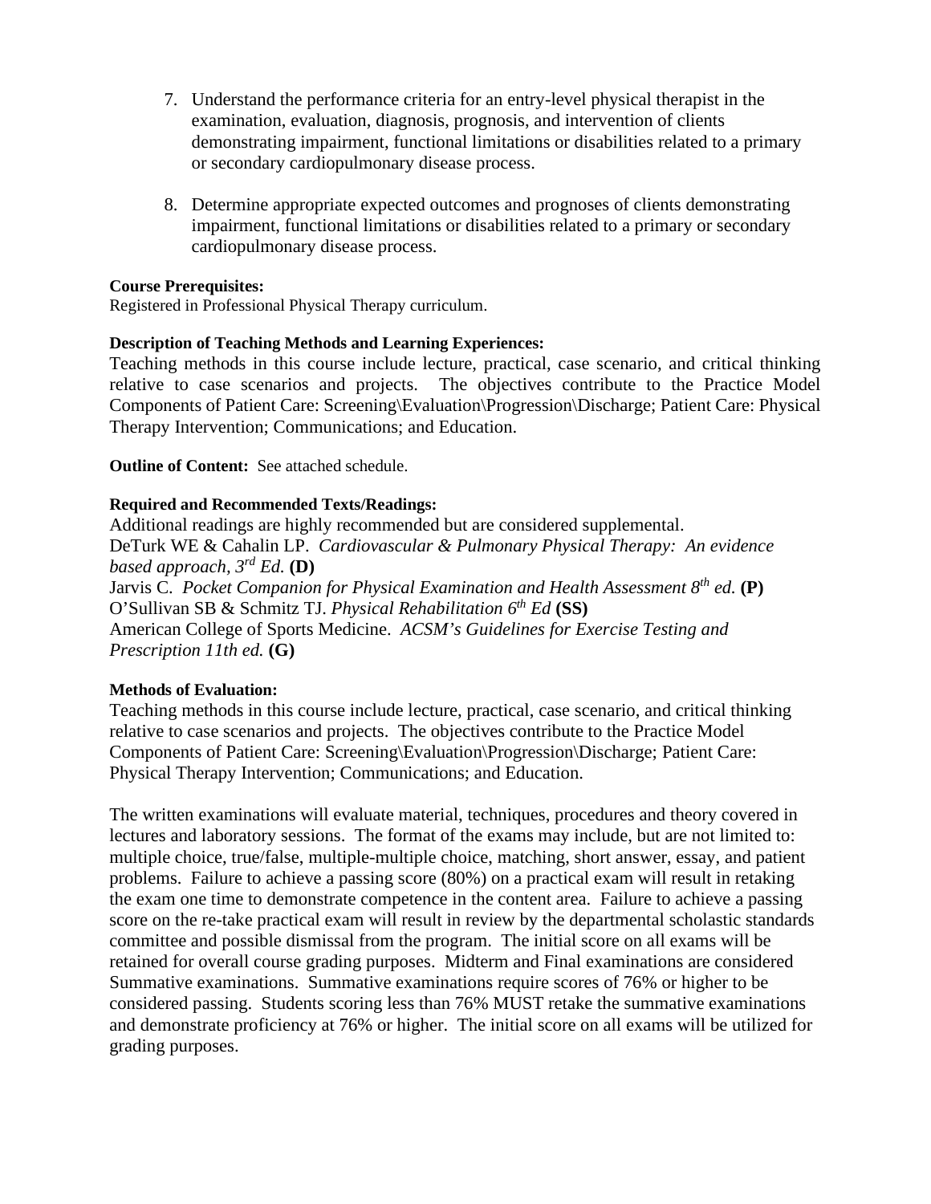7. Understand the performance criteria for an entry-level physical therapist in the examination, evaluation, diagnosis, prognosis, and intervention of clients demonstrating impairment, functional limitations or disabilities related to a primary or secondary cardiopulmonary disease process.

8. Determine appropriate expected outcomes and prognoses of clients demonstrating impairment, functional limitations or disabilities related to a primary or secondary cardiopulmonary disease process.

**Course Prerequisites:**
Registered in Professional Physical Therapy curriculum.

**Description of Teaching Methods and Learning Experiences:**
Teaching methods in this course include lecture, practical, case scenario, and critical thinking relative to case scenarios and projects. The objectives contribute to the Practice Model Components of Patient Care: Screening\Evaluation\Progression\Discharge; Patient Care: Physical Therapy Intervention; Communications; and Education.

**Outline of Content:** See attached schedule.

**Required and Recommended Texts/Readings:**
Additional readings are highly recommended but are considered supplemental.
DeTurk WE & Cahalin LP. *Cardiovascular & Pulmonary Physical Therapy: An evidence based approach, 3rd Ed.* **(D)**
Jarvis C. *Pocket Companion for Physical Examination and Health Assessment 8th ed.* **(P)**
O'Sullivan SB & Schmitz TJ. *Physical Rehabilitation 6th Ed* **(SS)**
American College of Sports Medicine. *ACSM's Guidelines for Exercise Testing and Prescription 11th ed.* **(G)**

**Methods of Evaluation:**
Teaching methods in this course include lecture, practical, case scenario, and critical thinking relative to case scenarios and projects. The objectives contribute to the Practice Model Components of Patient Care: Screening\Evaluation\Progression\Discharge; Patient Care: Physical Therapy Intervention; Communications; and Education.

The written examinations will evaluate material, techniques, procedures and theory covered in lectures and laboratory sessions. The format of the exams may include, but are not limited to: multiple choice, true/false, multiple-multiple choice, matching, short answer, essay, and patient problems. Failure to achieve a passing score (80%) on a practical exam will result in retaking the exam one time to demonstrate competence in the content area. Failure to achieve a passing score on the re-take practical exam will result in review by the departmental scholastic standards committee and possible dismissal from the program. The initial score on all exams will be retained for overall course grading purposes. Midterm and Final examinations are considered Summative examinations. Summative examinations require scores of 76% or higher to be considered passing. Students scoring less than 76% MUST retake the summative examinations and demonstrate proficiency at 76% or higher. The initial score on all exams will be utilized for grading purposes.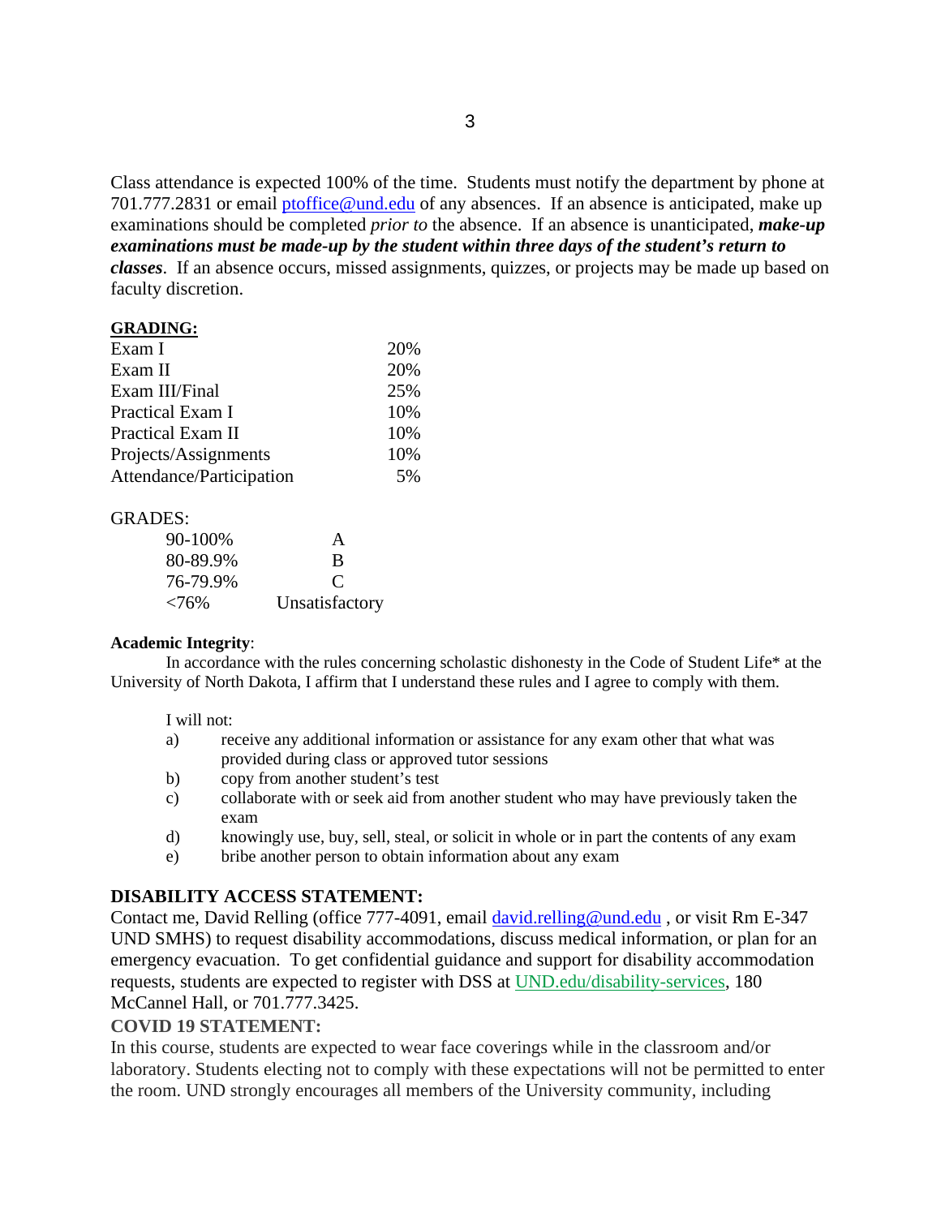Class attendance is expected 100% of the time. Students must notify the department by phone at 701.777.2831 or email ptoffice@und.edu of any absences. If an absence is anticipated, make up examinations should be completed *prior to* the absence. If an absence is unanticipated, ***make-up examinations must be made-up by the student within three days of the student's return to classes***. If an absence occurs, missed assignments, quizzes, or projects may be made up based on faculty discretion.

**GRADING:**

| | |
|---|---|
| Exam I | 20% |
| Exam II | 20% |
| Exam III/Final | 25% |
| Practical Exam I | 10% |
| Practical Exam II | 10% |
| Projects/Assignments | 10% |
| Attendance/Participation | 5% |

GRADES:

| | |
|---|---|
| 90-100% | A |
| 80-89.9% | B |
| 76-79.9% | C |
| <76% | Unsatisfactory |

**Academic Integrity**:

In accordance with the rules concerning scholastic dishonesty in the Code of Student Life* at the University of North Dakota, I affirm that I understand these rules and I agree to comply with them.

I will not:

a) receive any additional information or assistance for any exam other that what was provided during class or approved tutor sessions
b) copy from another student's test
c) collaborate with or seek aid from another student who may have previously taken the exam
d) knowingly use, buy, sell, steal, or solicit in whole or in part the contents of any exam
e) bribe another person to obtain information about any exam

**DISABILITY ACCESS STATEMENT:**

Contact me, David Relling (office 777-4091, email david.relling@und.edu , or visit Rm E-347 UND SMHS) to request disability accommodations, discuss medical information, or plan for an emergency evacuation. To get confidential guidance and support for disability accommodation requests, students are expected to register with DSS at UND.edu/disability-services, 180 McCannel Hall, or 701.777.3425.

**COVID 19 STATEMENT:**

In this course, students are expected to wear face coverings while in the classroom and/or laboratory. Students electing not to comply with these expectations will not be permitted to enter the room. UND strongly encourages all members of the University community, including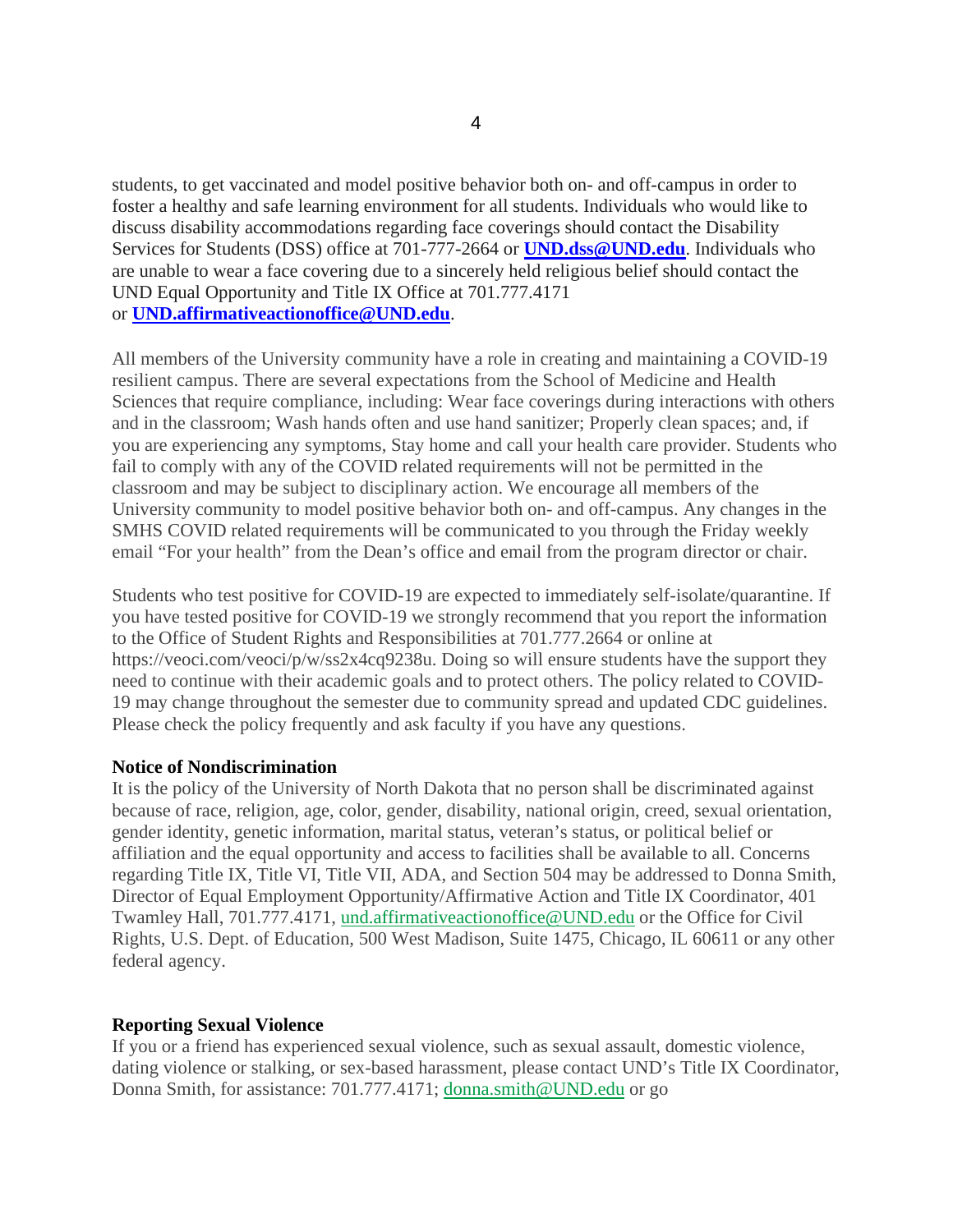students, to get vaccinated and model positive behavior both on- and off-campus in order to foster a healthy and safe learning environment for all students. Individuals who would like to discuss disability accommodations regarding face coverings should contact the Disability Services for Students (DSS) office at 701-777-2664 or **UND.dss@UND.edu**. Individuals who are unable to wear a face covering due to a sincerely held religious belief should contact the UND Equal Opportunity and Title IX Office at 701.777.4171 or **UND.affirmativeactionoffice@UND.edu**.

All members of the University community have a role in creating and maintaining a COVID-19 resilient campus. There are several expectations from the School of Medicine and Health Sciences that require compliance, including: Wear face coverings during interactions with others and in the classroom; Wash hands often and use hand sanitizer; Properly clean spaces; and, if you are experiencing any symptoms, Stay home and call your health care provider. Students who fail to comply with any of the COVID related requirements will not be permitted in the classroom and may be subject to disciplinary action. We encourage all members of the University community to model positive behavior both on- and off-campus. Any changes in the SMHS COVID related requirements will be communicated to you through the Friday weekly email "For your health" from the Dean's office and email from the program director or chair.

Students who test positive for COVID-19 are expected to immediately self-isolate/quarantine. If you have tested positive for COVID-19 we strongly recommend that you report the information to the Office of Student Rights and Responsibilities at 701.777.2664 or online at https://veoci.com/veoci/p/w/ss2x4cq9238u. Doing so will ensure students have the support they need to continue with their academic goals and to protect others. The policy related to COVID-19 may change throughout the semester due to community spread and updated CDC guidelines. Please check the policy frequently and ask faculty if you have any questions.

**Notice of Nondiscrimination**

It is the policy of the University of North Dakota that no person shall be discriminated against because of race, religion, age, color, gender, disability, national origin, creed, sexual orientation, gender identity, genetic information, marital status, veteran's status, or political belief or affiliation and the equal opportunity and access to facilities shall be available to all. Concerns regarding Title IX, Title VI, Title VII, ADA, and Section 504 may be addressed to Donna Smith, Director of Equal Employment Opportunity/Affirmative Action and Title IX Coordinator, 401 Twamley Hall, 701.777.4171, und.affirmativeactionoffice@UND.edu or the Office for Civil Rights, U.S. Dept. of Education, 500 West Madison, Suite 1475, Chicago, IL 60611 or any other federal agency.

**Reporting Sexual Violence**

If you or a friend has experienced sexual violence, such as sexual assault, domestic violence, dating violence or stalking, or sex-based harassment, please contact UND's Title IX Coordinator, Donna Smith, for assistance: 701.777.4171; donna.smith@UND.edu or go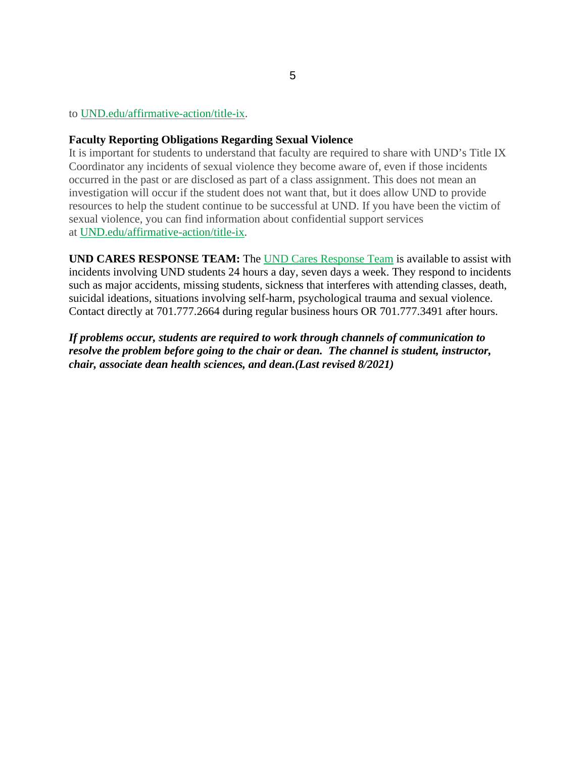to UND.edu/affirmative-action/title-ix.

**Faculty Reporting Obligations Regarding Sexual Violence**

It is important for students to understand that faculty are required to share with UND's Title IX Coordinator any incidents of sexual violence they become aware of, even if those incidents occurred in the past or are disclosed as part of a class assignment. This does not mean an investigation will occur if the student does not want that, but it does allow UND to provide resources to help the student continue to be successful at UND. If you have been the victim of sexual violence, you can find information about confidential support services at UND.edu/affirmative-action/title-ix.

**UND CARES RESPONSE TEAM:** The UND Cares Response Team is available to assist with incidents involving UND students 24 hours a day, seven days a week. They respond to incidents such as major accidents, missing students, sickness that interferes with attending classes, death, suicidal ideations, situations involving self-harm, psychological trauma and sexual violence. Contact directly at 701.777.2664 during regular business hours OR 701.777.3491 after hours.

***If problems occur, students are required to work through channels of communication to resolve the problem before going to the chair or dean. The channel is student, instructor, chair, associate dean health sciences, and dean.(Last revised 8/2021)***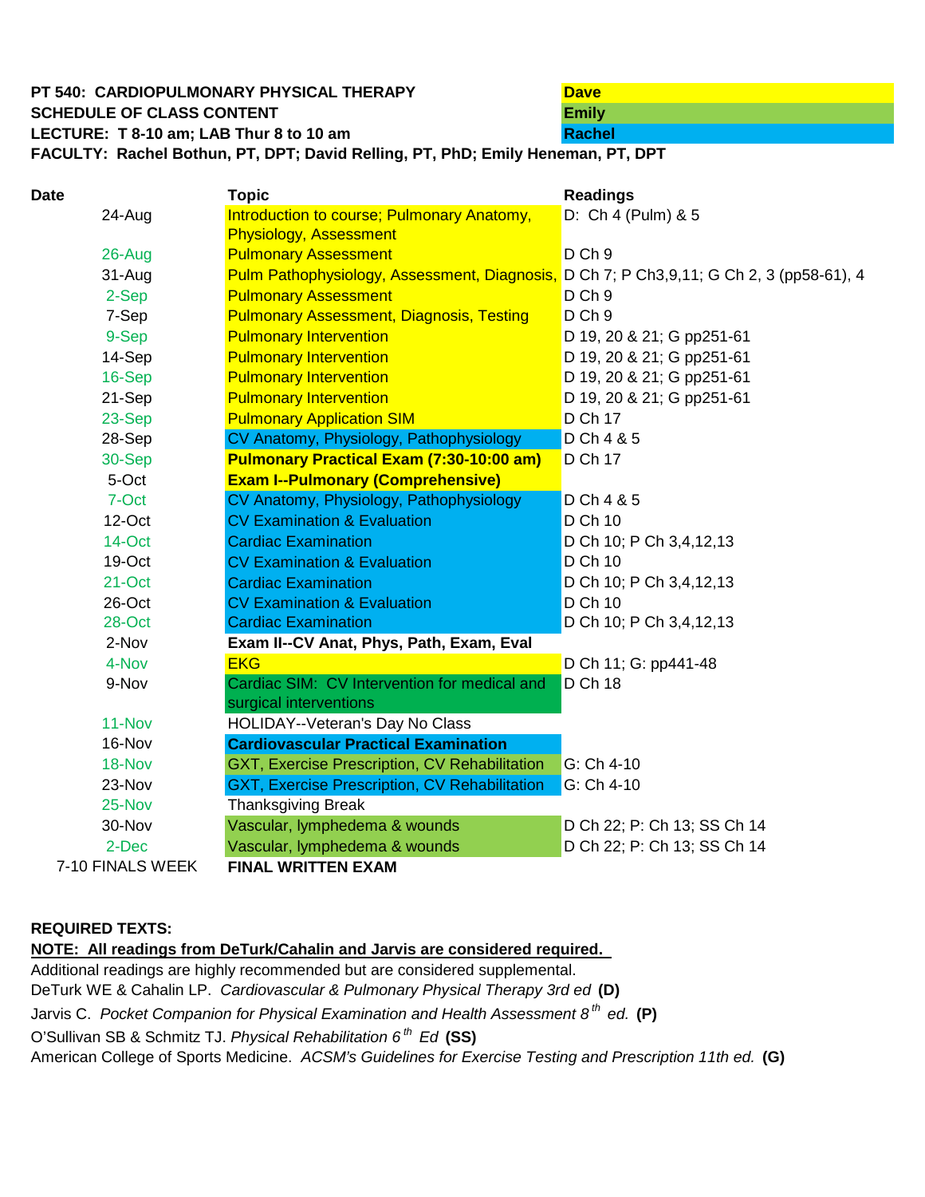**PT 540: CARDIOPULMONARY PHYSICAL THERAPY**
**SCHEDULE OF CLASS CONTENT**
**LECTURE: T 8-10 am; LAB Thur 8 to 10 am**
**FACULTY: Rachel Bothun, PT, DPT; David Relling, PT, PhD; Emily Heneman, PT, DPT**

| |
|---|
| **Dave** |
| **Emily** |
| **Rachel** |

| Date | Topic | Readings |
|---|---|---|
| 24-Aug | Introduction to course; Pulmonary Anatomy, Physiology, Assessment | D: Ch 4 (Pulm) & 5 |
| 26-Aug | Pulmonary Assessment | D Ch 9 |
| 31-Aug | Pulm Pathophysiology, Assessment, Diagnosis, | D Ch 7; P Ch3,9,11; G Ch 2, 3 (pp58-61), 4 |
| 2-Sep | Pulmonary Assessment | D Ch 9 |
| 7-Sep | Pulmonary Assessment, Diagnosis, Testing | D Ch 9 |
| 9-Sep | Pulmonary Intervention | D 19, 20 & 21; G pp251-61 |
| 14-Sep | Pulmonary Intervention | D 19, 20 & 21; G pp251-61 |
| 16-Sep | Pulmonary Intervention | D 19, 20 & 21; G pp251-61 |
| 21-Sep | Pulmonary Intervention | D 19, 20 & 21; G pp251-61 |
| 23-Sep | Pulmonary Application SIM | D Ch 17 |
| 28-Sep | CV Anatomy, Physiology, Pathophysiology | D Ch 4 & 5 |
| 30-Sep | **Pulmonary Practical Exam (7:30-10:00 am)** | D Ch 17 |
| 5-Oct | **Exam I--Pulmonary (Comprehensive)** | |
| 7-Oct | CV Anatomy, Physiology, Pathophysiology | D Ch 4 & 5 |
| 12-Oct | CV Examination & Evaluation | D Ch 10 |
| 14-Oct | Cardiac Examination | D Ch 10; P Ch 3,4,12,13 |
| 19-Oct | CV Examination & Evaluation | D Ch 10 |
| 21-Oct | Cardiac Examination | D Ch 10; P Ch 3,4,12,13 |
| 26-Oct | CV Examination & Evaluation | D Ch 10 |
| 28-Oct | Cardiac Examination | D Ch 10; P Ch 3,4,12,13 |
| 2-Nov | **Exam II--CV Anat, Phys, Path, Exam, Eval** | |
| 4-Nov | EKG | D Ch 11; G: pp441-48 |
| 9-Nov | Cardiac SIM: CV Intervention for medical and surgical interventions | D Ch 18 |
| 11-Nov | HOLIDAY--Veteran's Day No Class | |
| 16-Nov | **Cardiovascular Practical Examination** | |
| 18-Nov | GXT, Exercise Prescription, CV Rehabilitation | G: Ch 4-10 |
| 23-Nov | GXT, Exercise Prescription, CV Rehabilitation | G: Ch 4-10 |
| 25-Nov | Thanksgiving Break | |
| 30-Nov | Vascular, lymphedema & wounds | D Ch 22; P: Ch 13; SS Ch 14 |
| 2-Dec | Vascular, lymphedema & wounds | D Ch 22; P: Ch 13; SS Ch 14 |
| 7-10 FINALS WEEK | **FINAL WRITTEN EXAM** | |

**REQUIRED TEXTS:**

**NOTE: All readings from DeTurk/Cahalin and Jarvis are considered required.**

Additional readings are highly recommended but are considered supplemental.

DeTurk WE & Cahalin LP. *Cardiovascular & Pulmonary Physical Therapy 3rd ed* **(D)**

Jarvis C. *Pocket Companion for Physical Examination and Health Assessment 8th ed.* **(P)**

O'Sullivan SB & Schmitz TJ. *Physical Rehabilitation 6th Ed* **(SS)**

American College of Sports Medicine. *ACSM's Guidelines for Exercise Testing and Prescription 11th ed.* **(G)**